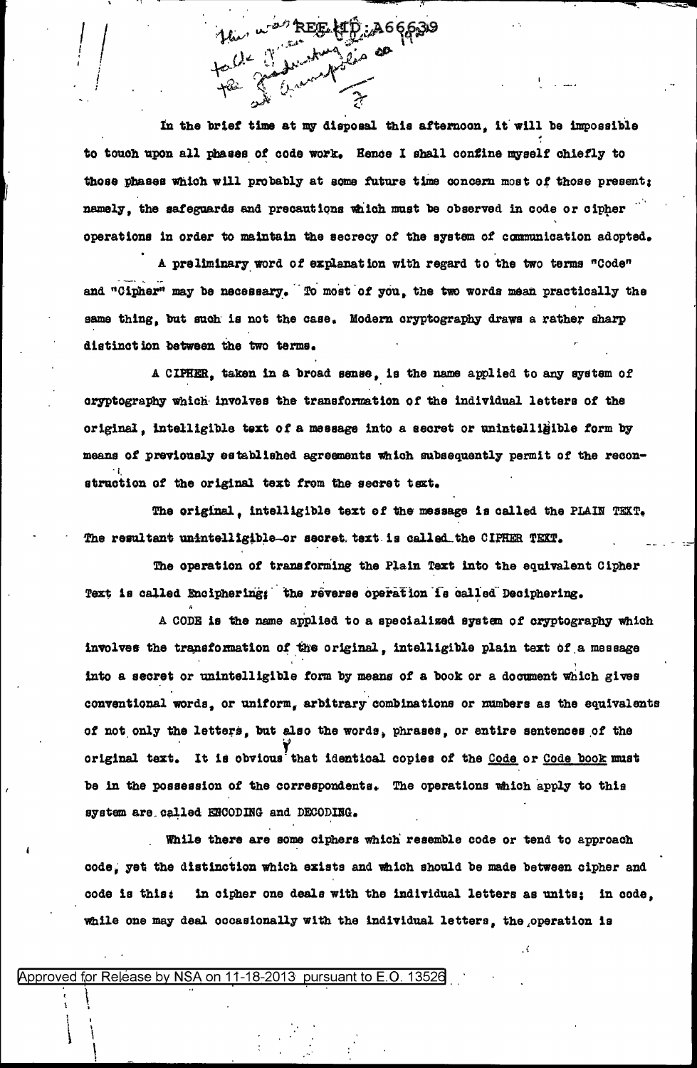This was REF ID:A66639 talk given to graduating class at Annapolis on

In the brief time at my disposal this afternoon, it will be impossible to touch upon all phases of code work. Hence I shall confine myself chiefly to those phases which will probably at some future time concern most of those present; namely, the safeguards and precautions which must be observed in code or cipher operations in order to maintain the secrecy of the system of communication adopted.

A preliminary word of explanation with regard to the two terms "Code" and "Cipher" may be necessary. To most of you, the two words mean practically the same thing, but such is not the case. Modern cryptography draws a rather sharp distinction between the two terms.

A CIPHER, taken in a broad sense, is the name applied to any system of cryptography which involves the transformation of the individual letters of the original, intelligible text of a message into a secret or unintelligible form by means of previously established agreements which subsequently permit of the reconstruction of the original text from the secret text.

The original, intelligible text of the message is called the PLAIN TEXT. The resultant unintelligible or secret text is called the CIPHER TEXT.

The operation of transforming the Plain Text into the equivalent Cipher Text is called Enciphering; the reverse operation is called Deciphering.

A CODE is the name applied to a specialized system of cryptography which involves the transformation of the original, intelligible plain text of a message into a secret or unintelligible form by means of a book or a document which gives conventional words, or uniform, arbitrary combinations or numbers as the equivalents of not only the letters, but also the words, phrases, or entire sentences of the original text. It is obvious that identical copies of the Code or Code book must be in the possession of the correspondents. The operations which apply to this system are called ENCODING and DECODING.

While there are some ciphers which resemble code or tend to approach code, yet the distinction which exists and which should be made between cipher and code is this: in cipher one deals with the individual letters as units; in code, while one may deal occasionally with the individual letters, the operation is

Approved for Release by NSA on 11-18-2013 pursuant to E.O. 13526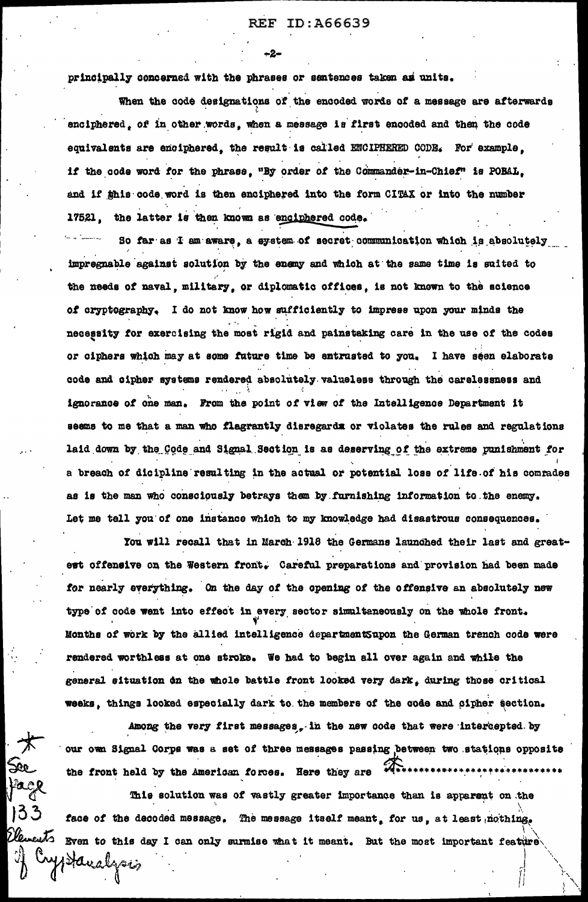principally concerned with the phrases or sentences taken as units.

When the code designations of the encoded words of a message are afterwards enciphered, of in other words, when a message is first encoded and then the code equivalents are enciphered, the result is called ENCIPHERED CODE. For example, if the code word for the phrase, "By order of the Commander-in-Chief" is POBAL, and if this code word is then enciphered into the form CITAX or into the number 17521, the latter is then known as enciphered code.

So far as I am aware, a system of secret communication which is absolutely impregnable against solution by the enemy and which at the same time is suited to the needs of naval, military, or diplomatic offices, is not known to the science of cryptography. I do not know how sufficiently to impress upon your minds the necessity for exercising the most rigid and painstaking care in the use of the codes or ciphers which may at some future time be entrusted to you. I have seen elaborate code and cipher systems rendered absolutely valueless through the carelessness and ignorance of one man. From the point of view of the Intelligence Department it seems to me that a man who flagrantly disregards or violates the rules and regulations laid down by the Code and Signal Section is as deserving of the extreme punishment for a breach of dicipline resulting in the actual or potential loss of life of his comrades as is the man who consciously betrays them by furnishing information to the enemy. Let me tell you of one instance which to my knowledge had disastrous consequences.

You will recall that in March 1918 the Germans launched their last and greatest offensive on the Western front. Careful preparations and provision had been made for nearly everything. On the day of the opening of the offensive an absolutely new type of code went into effect in every sector simultaneously on the whole front. Months of work by the allied intelligence departments upon the German trench code were rendered worthless at one stroke. We had to begin all over again and while the general situation on the whole battle front looked very dark, during those critical weeks, things looked especially dark to the members of the code and cipher section.

Among the very first messages, in the new code that were intercepted by our own Signal Corps was a set of three messages passing between two stations opposite the front held by the American forces. Here they are *****************************

*See Page 133 Elements of Cryptanalysis*

This solution was of vastly greater importance than is apparent on the face of the decoded message. The message itself meant, for us, at least nothing. Even to this day I can only surmise what it meant. But the most important feature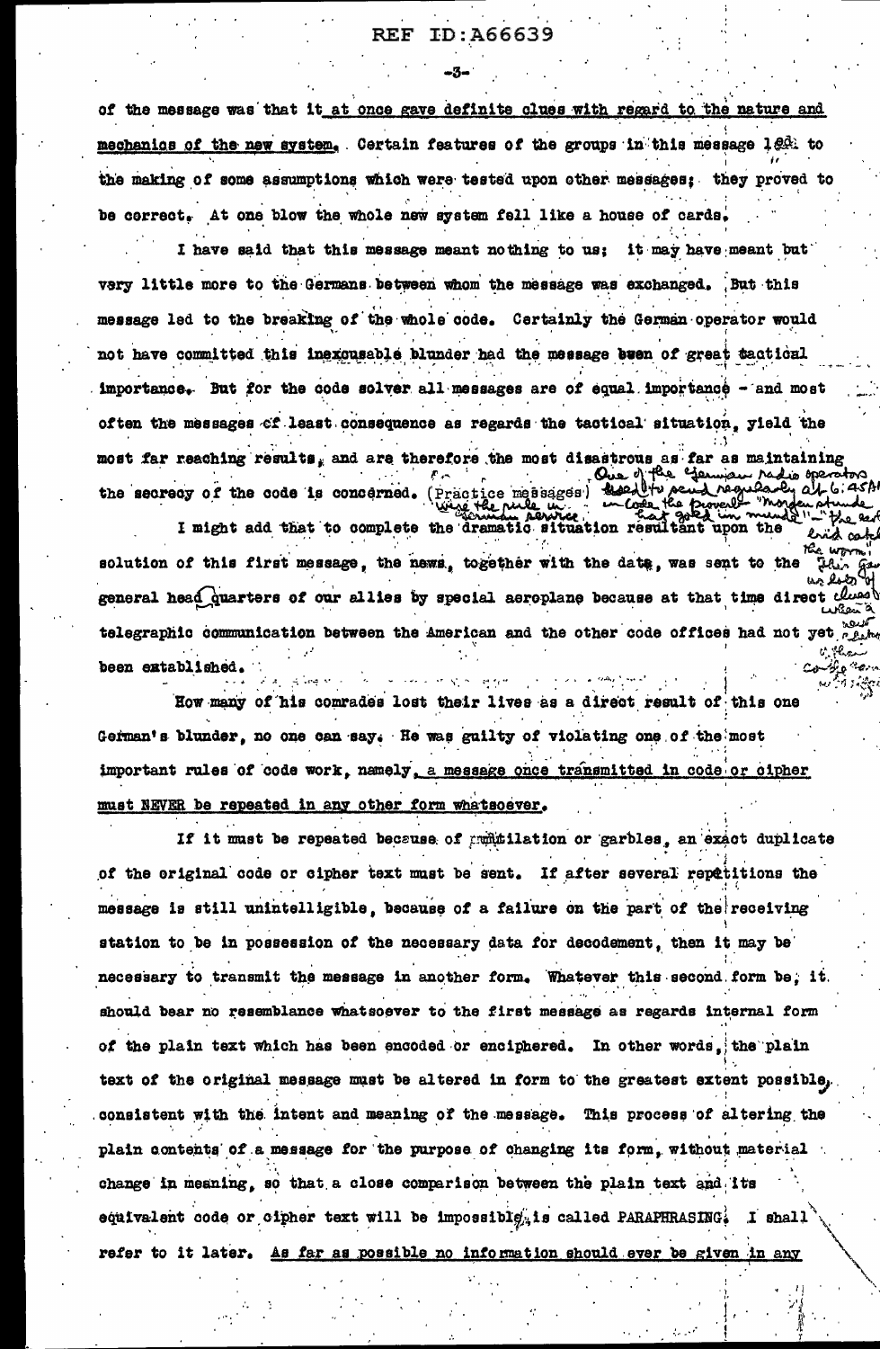of the message was that it at once gave definite clues with regard to the nature and mechanics of the new system. Certain features of the groups in this message led to the making of some assumptions which were tested upon other messages; they proved to be correct. At one blow the whole new system fell like a house of cards.

I have said that this message meant nothing to us; it may have meant but very little more to the Germans between whom the message was exchanged. But this message led to the breaking of the whole code. Certainly the German operator would not have committed this inexcusable blunder had the message been of great tactical importance. But for the code solver all messages are of equal importance - and most often the messages of least consequence as regards the tactical situation, yield the most far reaching results, and are therefore the most disastrous as far as maintaining the secrecy of the code is concerned. (Practice messages) One of the German radio operators used to send regularly at 6:45 AM in code the proverb "Morgen stunde hat gold im munde" - The early bird catches the worm. This gave us lots of clues when a new code came in.

I might add that to complete the dramatic situation resultant upon the solution of this first message, the news, together with the data, was sent to the general headquarters of our allies by special aeroplane because at that time direct telegraphic communication between the American and the other code offices had not yet been established.

How many of his comrades lost their lives as a direct result of this one German's blunder, no one can say. He was guilty of violating one of the most important rules of code work, namely, a message once transmitted in code or cipher must NEVER be repeated in any other form whatsoever.

If it must be repeated because of mutilation or garbles, an exact duplicate of the original code or cipher text must be sent. If after several repetitions the message is still unintelligible, because of a failure on the part of the receiving station to be in possession of the necessary data for decodement, then it may be necessary to transmit the message in another form. Whatever this second form be, it should bear no resemblance whatsoever to the first message as regards internal form of the plain text which has been encoded or enciphered. In other words, the plain text of the original message must be altered in form to the greatest extent possible, consistent with the intent and meaning of the message. This process of altering the plain contents of a message for the purpose of changing its form, without material change in meaning, so that a close comparison between the plain text and its equivalent code or cipher text will be impossible, is called PARAPHRASING. I shall refer to it later. As far as possible no information should ever be given in any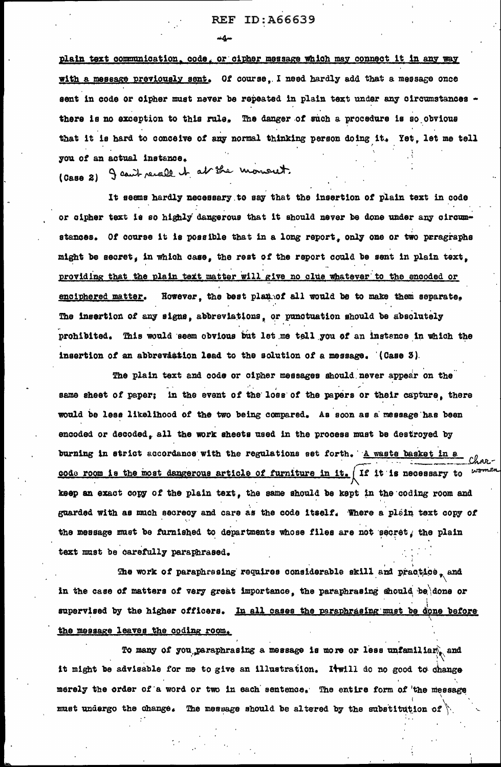plain text communication, code, or cipher message which may connect it in any way with a message previously sent. Of course, I need hardly add that a message once sent in code or cipher must never be repeated in plain text under any circumstances - there is no exception to this rule. The danger of such a procedure is so obvious that it is hard to conceive of any normal thinking person doing it. Yet, let me tell you of an actual instance.

(Case 2) I can't recall it at the moment.

It seems hardly necessary to say that the insertion of plain text in code or cipher text is so highly dangerous that it should never be done under any circumstances. Of course it is possible that in a long report, only one or two paragraphs might be secret, in which case, the rest of the report could be sent in plain text, providing that the plain text matter will give no clue whatever to the encoded or enciphered matter. However, the best plan of all would be to make them separate. The insertion of any signs, abbreviations, or punctuation should be absolutely prohibited. This would seem obvious but let me tell you of an instance in which the insertion of an abbreviation lead to the solution of a message. (Case 3).

The plain text and code or cipher messages should never appear on the same sheet of paper; in the event of the loss of the papers or their capture, there would be less likelihood of the two being compared. As soon as a message has been encoded or decoded, all the work sheets used in the process must be destroyed by burning in strict accordance with the regulations set forth. A waste basket in a code room is the most dangerous article of furniture in it. Charwomen If it is necessary to keep an exact copy of the plain text, the same should be kept in the coding room and guarded with as much secrecy and care as the code itself. Where a plain text copy of the message must be furnished to departments whose files are not secret, the plain text must be carefully paraphrased.

The work of paraphrasing requires considerable skill and practice, and in the case of matters of very great importance, the paraphrasing should be done or supervised by the higher officers. In all cases the paraphrasing must be done before the message leaves the coding room.

To many of you paraphrasing a message is more or less unfamiliar, and it might be advisable for me to give an illustration. It will do no good to change merely the order of a word or two in each sentence. The entire form of the message must undergo the change. The message should be altered by the substitution of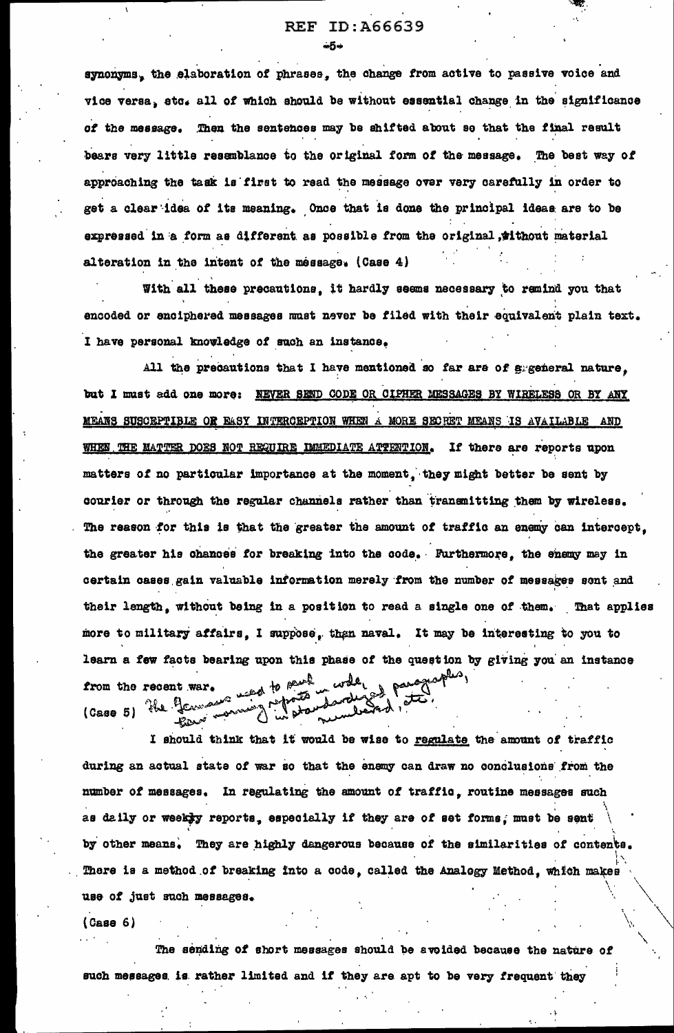synonyms, the elaboration of phrases, the change from active to passive voice and vice versa, etc. all of which should be without essential change in the significance of the message. Then the sentences may be shifted about so that the final result bears very little resemblance to the original form of the message. The best way of approaching the task is first to read the message over very carefully in order to get a clear idea of its meaning. Once that is done the principal ideas are to be expressed in a form as different as possible from the original, without material alteration in the intent of the message. (Case 4)

With all these precautions, it hardly seems necessary to remind you that encoded or enciphered messages must never be filed with their equivalent plain text. I have personal knowledge of such an instance.

All the precautions that I have mentioned so far are of a general nature, but I must add one more: NEVER SEND CODE OR CIPHER MESSAGES BY WIRELESS OR BY ANY MEANS SUSCEPTIBLE OF EASY INTERCEPTION WHEN A MORE SECRET MEANS IS AVAILABLE AND WHEN THE MATTER DOES NOT REQUIRE IMMEDIATE ATTENTION. If there are reports upon matters of no particular importance at the moment, they might better be sent by courier or through the regular channels rather than transmitting them by wireless. The reason for this is that the greater the amount of traffic an enemy can intercept, the greater his chances for breaking into the code. Furthermore, the enemy may in certain cases gain valuable information merely from the number of messages sent and their length, without being in a position to read a single one of them. That applies more to military affairs, I suppose, than naval. It may be interesting to you to learn a few facts bearing upon this phase of the question by giving you an instance from the recent war.

(Case 5) The Germans used to send morning reports in code, in standardized paragraphs, numbered, etc.

I should think that it would be wise to regulate the amount of traffic during an actual state of war so that the enemy can draw no conclusions from the number of messages. In regulating the amount of traffic, routine messages such as daily or weekly reports, especially if they are of set forms, must be sent by other means. They are highly dangerous because of the similarities of contents. There is a method of breaking into a code, called the Analogy Method, which makes use of just such messages.

(Case 6)

The sending of short messages should be avoided because the nature of such messages is rather limited and if they are apt to be very frequent they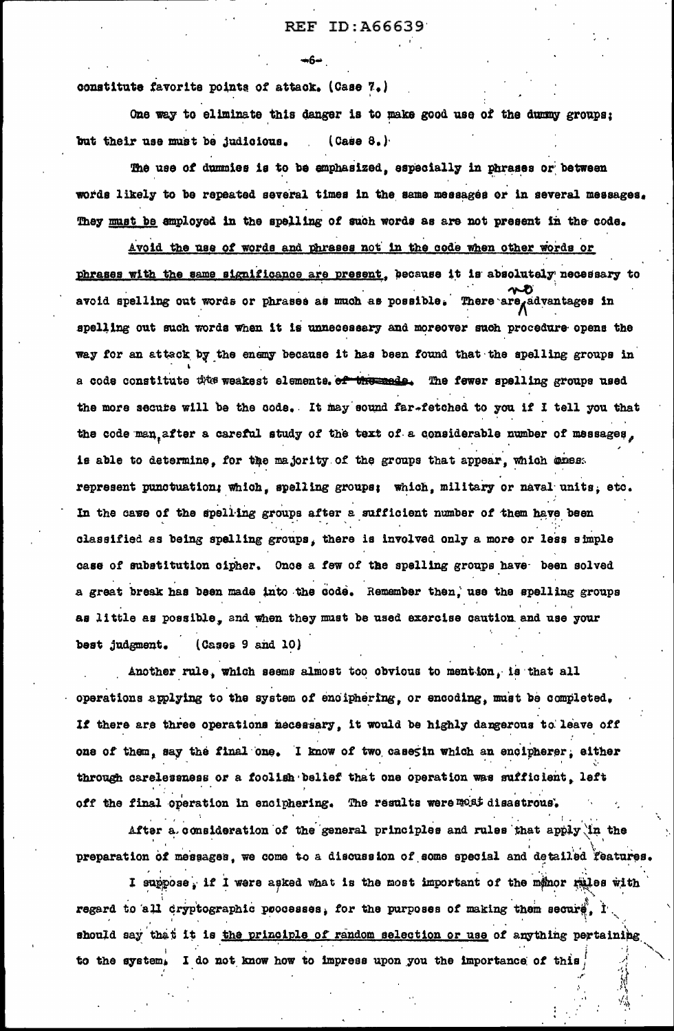constitute favorite points of attack. (Case 7.)

One way to eliminate this danger is to make good use of the dummy groups; but their use must be judicious. (Case 8.)

The use of dummies is to be emphasized, especially in phrases or between words likely to be repeated several times in the same messages or in several messages. They must be employed in the spelling of such words as are not present in the code.

Avoid the use of words and phrases not in the code when other words or phrases with the same significance are present, because it is absolutely necessary to avoid spelling out words or phrases as much as possible. There are no advantages in spelling out such words when it is unnecessary and moreover such procedure opens the way for an attack by the enemy because it has been found that the spelling groups in a code constitute its weakest elements. The fewer spelling groups used the more secure will be the code. It may sound far-fetched to you if I tell you that the code man, after a careful study of the text of a considerable number of messages, is able to determine, for the majority of the groups that appear, which ones represent punctuation; which, spelling groups; which, military or naval units, etc. In the case of the spelling groups after a sufficient number of them have been classified as being spelling groups, there is involved only a more or less simple case of substitution cipher. Once a few of the spelling groups have been solved a great break has been made into the code. Remember then, use the spelling groups as little as possible, and when they must be used exercise caution and use your best judgment. (Cases 9 and 10)

Another rule, which seems almost too obvious to mention, is that all operations applying to the system of enciphering, or encoding, must be completed. If there are three operations necessary, it would be highly dangerous to leave off one of them, say the final one. I know of two cases in which an encipherer, either through carelessness or a foolish belief that one operation was sufficient, left off the final operation in enciphering. The results were most disastrous.

After a consideration of the general principles and rules that apply in the preparation of messages, we come to a discussion of some special and detailed features.

I suppose, if I were asked what is the most important of the minor rules with regard to all cryptographic processes, for the purposes of making them secure, I should say that it is the principle of random selection or use of anything pertaining to the system. I do not know how to impress upon you the importance of this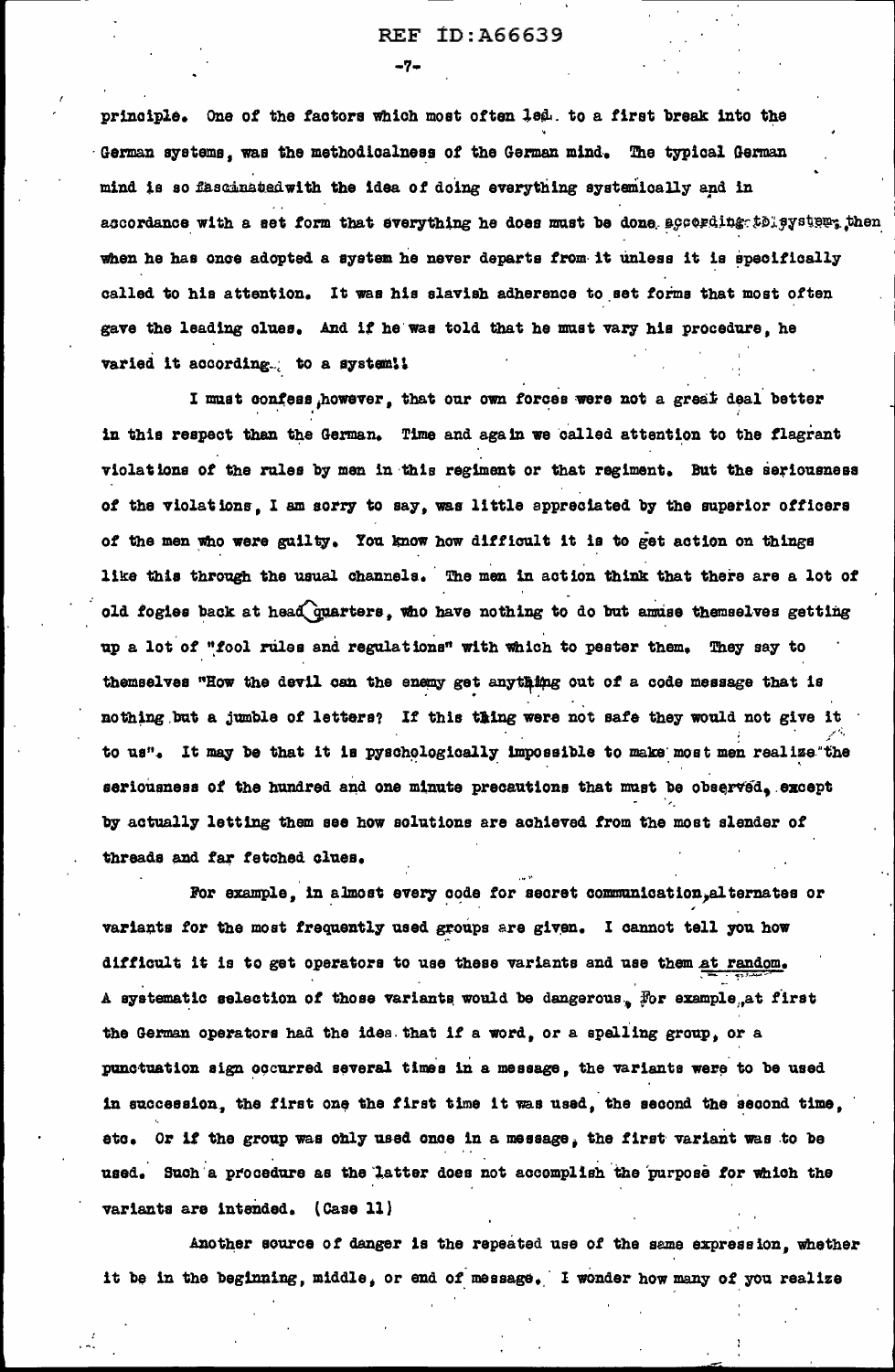principle. One of the factors which most often led to a first break into the German systems, was the methodicalness of the German mind. The typical German mind is so fascinated with the idea of doing everything systemically and in accordance with a set form that everything he does must be done according to system; then when he has once adopted a system he never departs from it unless it is specifically called to his attention. It was his slavish adherence to set forms that most often gave the leading clues. And if he was told that he must vary his procedure, he varied it according to a system!!

I must confess, however, that our own forces were not a great deal better in this respect than the German. Time and again we called attention to the flagrant violations of the rules by men in this regiment or that regiment. But the seriousness of the violations, I am sorry to say, was little appreciated by the superior officers of the men who were guilty. You know how difficult it is to get action on things like this through the usual channels. The men in action think that there are a lot of old fogies back at headquarters, who have nothing to do but amuse themselves getting up a lot of "fool rules and regulations" with which to pester them. They say to themselves "How the devil can the enemy get anything out of a code message that is nothing but a jumble of letters? If this thing were not safe they would not give it to us". It may be that it is pyschologically impossible to make most men realize the seriousness of the hundred and one minute precautions that must be observed, except by actually letting them see how solutions are achieved from the most slender of threads and far fetched clues.

For example, in almost every code for secret communication, alternates or variants for the most frequently used groups are given. I cannot tell you how difficult it is to get operators to use these variants and use them <u>at random</u>. A systematic selection of those variants would be dangerous. For example, at first the German operators had the idea that if a word, or a spelling group, or a punctuation sign occurred several times in a message, the variants were to be used in succession, the first one the first time it was used, the second the second time, etc. Or if the group was only used once in a message, the first variant was to be used. Such a procedure as the latter does not accomplish the purpose for which the variants are intended. (Case 11)

Another source of danger is the repeated use of the same expression, whether it be in the beginning, middle, or end of message. I wonder how many of you realize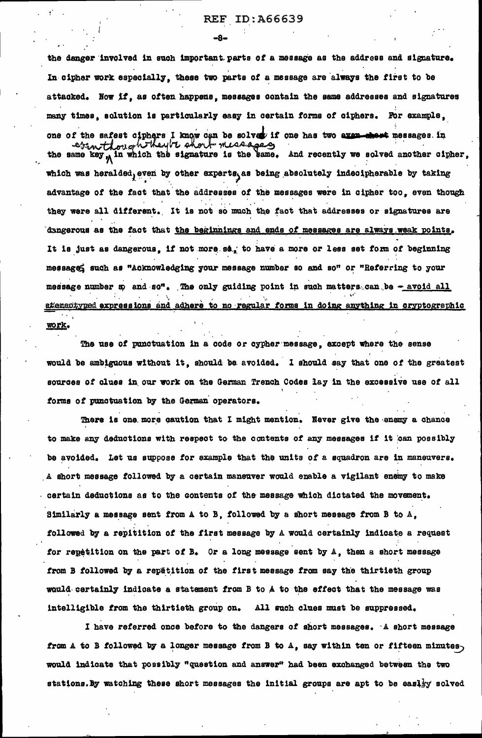the danger involved in such important parts of a message as the address and signature. In cipher work especially, these two parts of a message are always the first to be attacked. Now if, as often happens, messages contain the same addresses and signatures many times, solution is particularly easy in certain forms of ciphers. For example, one of the safest ciphers I know can be solved if one has two messages in the same key, even though they're short messages, in which the signature is the same. And recently we solved another cipher, which was heralded, even by other experts, as being absolutely indecipherable by taking advantage of the fact that the addresses of the messages were in cipher too, even though they were all different. It is not so much the fact that addresses or signatures are dangerous as the fact that <u>the beginnings and ends of messages are always weak points.</u> It is just as dangerous, if not more so, to have a more or less set form of beginning messages such as "Acknowledging your message number so and so" or "Referring to your message number so and so". The only guiding point in such matters can be – <u>avoid all stereotyped expressions and adhere to no regular forms in doing anything in cryptographic work.</u>

The use of punctuation in a code or cypher message, except where the sense would be ambiguous without it, should be avoided. I should say that one of the greatest sources of clues in our work on the German Trench Codes lay in the excessive use of all forms of punctuation by the German operators.

There is one more caution that I might mention. Never give the enemy a chance to make any deductions with respect to the contents of any messages if it can possibly be avoided. Let us suppose for example that the units of a squadron are in maneuvers. A short message followed by a certain maneuver would enable a vigilant enemy to make certain deductions as to the contents of the message which dictated the movement. Similarly a message sent from A to B, followed by a short message from B to A, followed by a repitition of the first message by A would certainly indicate a request for repetition on the part of B. Or a long message sent by A, then a short message from B followed by a repetition of the first message from say the thirtieth group would certainly indicate a statement from B to A to the effect that the message was intelligible from the thirtieth group on. All such clues must be suppressed.

I have referred once before to the dangers of short messages. A short message from A to B followed by a longer message from B to A, say within ten or fifteen minutes, would indicate that possibly "question and answer" had been exchanged between the two stations. By watching these short messages the initial groups are apt to be easily solved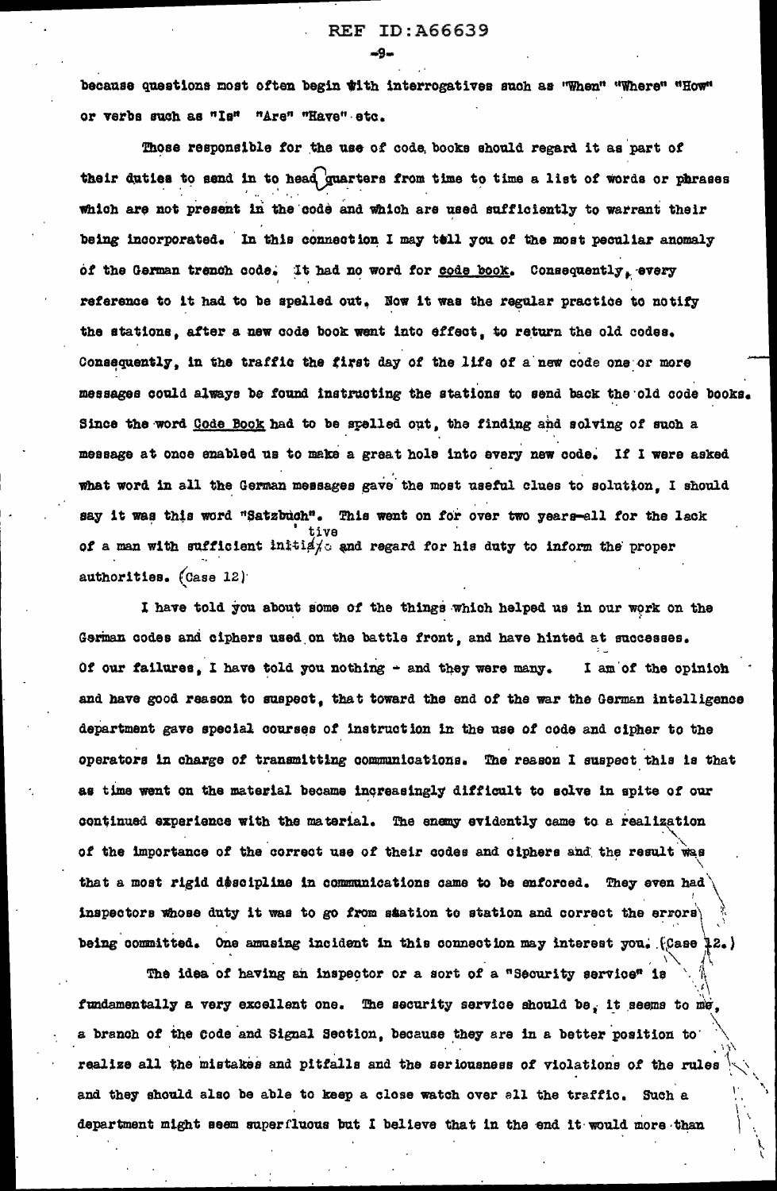because questions most often begin with interrogatives such as "When" "Where" "How" or verbs such as "Is" "Are" "Have" etc.

Those responsible for the use of code books should regard it as part of their duties to send in to headquarters from time to time a list of words or phrases which are not present in the code and which are used sufficiently to warrant their being incorporated. In this connection I may tell you of the most peculiar anomaly of the German trench code. It had no word for code book. Consequently, every reference to it had to be spelled out. Now it was the regular practice to notify the stations, after a new code book went into effect, to return the old codes. Consequently, in the traffic the first day of the life of a new code one or more messages could always be found instructing the stations to send back the old code books. Since the word Code Book had to be spelled out, the finding and solving of such a message at once enabled us to make a great hole into every new code. If I were asked what word in all the German messages gave the most useful clues to solution, I should say it was this word "Satzbuch". This went on for over two years—all for the lack of a man with sufficient initiative and regard for his duty to inform the proper authorities. (Case 12)

I have told you about some of the things which helped us in our work on the German codes and ciphers used on the battle front, and have hinted at successes. Of our failures, I have told you nothing - and they were many. I am of the opinion and have good reason to suspect, that toward the end of the war the German intelligence department gave special courses of instruction in the use of code and cipher to the operators in charge of transmitting communications. The reason I suspect this is that as time went on the material became increasingly difficult to solve in spite of our continued experience with the material. The enemy evidently came to a realization of the importance of the correct use of their codes and ciphers and the result was that a most rigid discipline in communications came to be enforced. They even had inspectors whose duty it was to go from station to station and correct the errors being committed. One amusing incident in this connection may interest you. (Case 12.)

The idea of having an inspector or a sort of a "Security service" is fundamentally a very excellent one. The security service should be, it seems to me, a branch of the Code and Signal Section, because they are in a better position to realize all the mistakes and pitfalls and the seriousness of violations of the rules and they should also be able to keep a close watch over all the traffic. Such a department might seem superfluous but I believe that in the end it would more than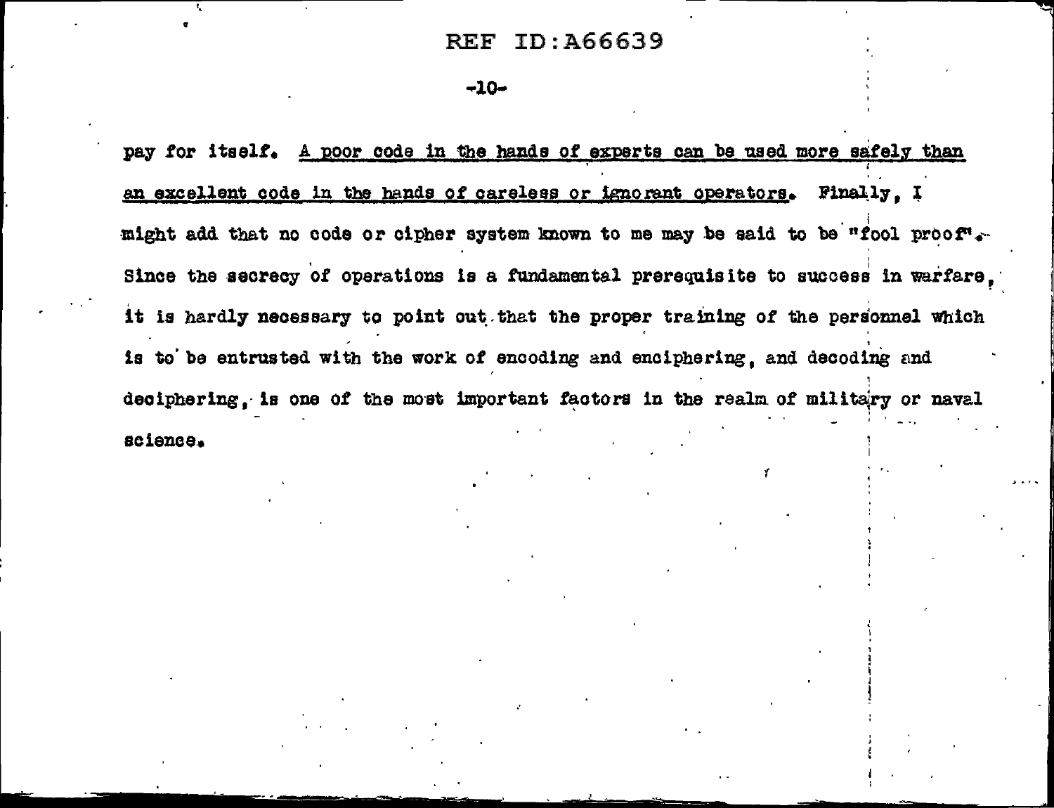pay for itself. <u>A poor code in the hands of experts can be used more safely than an excellent code in the hands of careless or ignorant operators.</u> Finally, I might add that no code or cipher system known to me may be said to be "fool proof". Since the secrecy of operations is a fundamental prerequisite to success in warfare, it is hardly necessary to point out that the proper training of the personnel which is to be entrusted with the work of encoding and enciphering, and decoding and deciphering, is one of the most important factors in the realm of military or naval science.